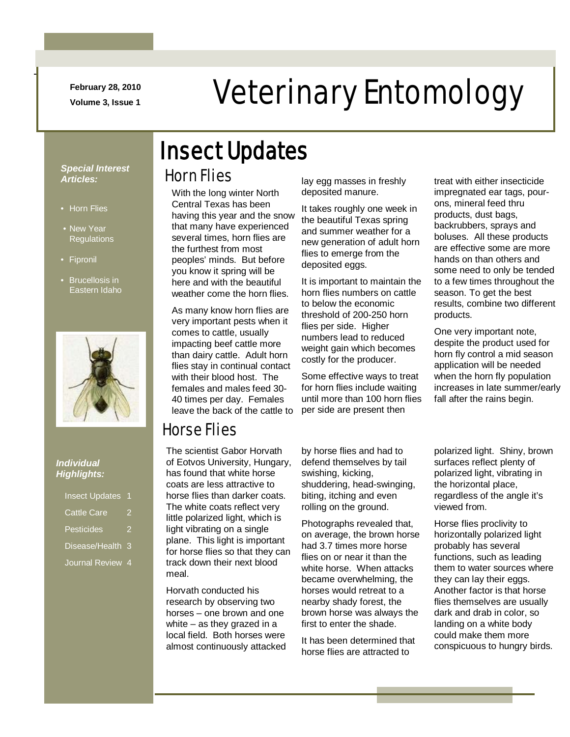February 28, 2010

Volume 3, Issue 1

# Veterinary Entomology

***Special Interest Articles:***

- Horn Flies
- New Year Regulations
- Fipronil
- Brucellosis in Eastern Idaho

***Individual Highlights:***

| | |
|---|---|
| Insect Updates | 1 |
| Cattle Care | 2 |
| Pesticides | 2 |
| Disease/Health | 3 |
| Journal Review | 4 |

## Insect Updates

### Horn Flies

With the long winter North Central Texas has been having this year and the snow that many have experienced several times, horn flies are the furthest from most peoples' minds. But before you know it spring will be here and with the beautiful weather come the horn flies.

As many know horn flies are very important pests when it comes to cattle, usually impacting beef cattle more than dairy cattle. Adult horn flies stay in continual contact with their blood host. The females and males feed 30-40 times per day. Females leave the back of the cattle to lay egg masses in freshly deposited manure.

It takes roughly one week in the beautiful Texas spring and summer weather for a new generation of adult horn flies to emerge from the deposited eggs.

It is important to maintain the horn flies numbers on cattle to below the economic threshold of 200-250 horn flies per side. Higher numbers lead to reduced weight gain which becomes costly for the producer.

Some effective ways to treat for horn flies include waiting until more than 100 horn flies per side are present then treat with either insecticide impregnated ear tags, pour-ons, mineral feed thru products, dust bags, backrubbers, sprays and boluses. All these products are effective some are more hands on than others and some need to only be tended to a few times throughout the season. To get the best results, combine two different products.

One very important note, despite the product used for horn fly control a mid season application will be needed when the horn fly population increases in late summer/early fall after the rains begin.

### Horse Flies

The scientist Gabor Horvath of Eotvos University, Hungary, has found that white horse coats are less attractive to horse flies than darker coats. The white coats reflect very little polarized light, which is light vibrating on a single plane. This light is important for horse flies so that they can track down their next blood meal.

Horvath conducted his research by observing two horses – one brown and one white – as they grazed in a local field. Both horses were almost continuously attacked by horse flies and had to defend themselves by tail swishing, kicking, shuddering, head-swinging, biting, itching and even rolling on the ground.

Photographs revealed that, on average, the brown horse had 3.7 times more horse flies on or near it than the white horse. When attacks became overwhelming, the horses would retreat to a nearby shady forest, the brown horse was always the first to enter the shade.

It has been determined that horse flies are attracted to polarized light. Shiny, brown surfaces reflect plenty of polarized light, vibrating in the horizontal place, regardless of the angle it's viewed from.

Horse flies proclivity to horizontally polarized light probably has several functions, such as leading them to water sources where they can lay their eggs. Another factor is that horse flies themselves are usually dark and drab in color, so landing on a white body could make them more conspicuous to hungry birds.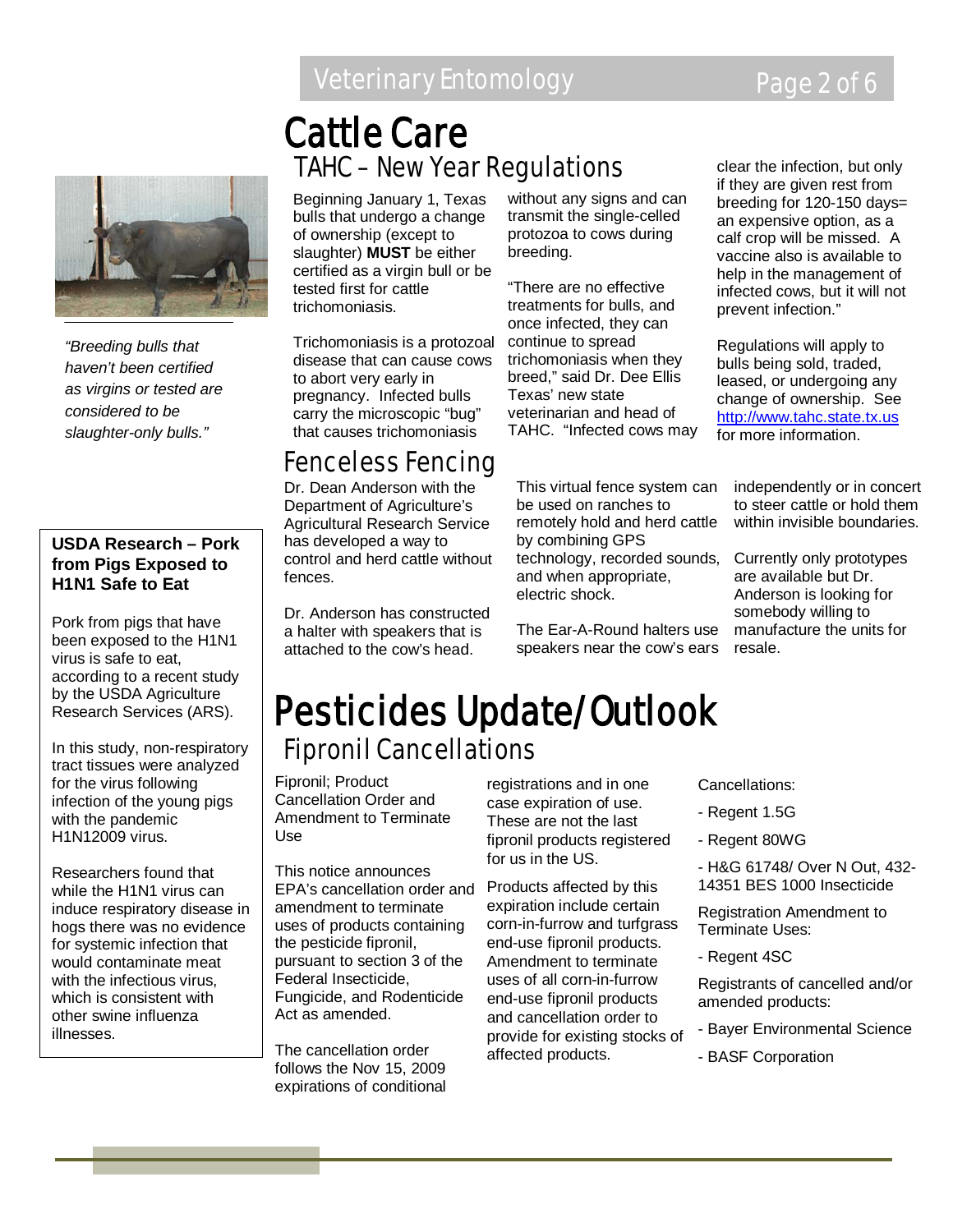# Cattle Care

## TAHC – New Year Regulations

Beginning January 1, Texas bulls that undergo a change of ownership (except to slaughter) **MUST** be either certified as a virgin bull or be tested first for cattle trichomoniasis.

Trichomoniasis is a protozoal disease that can cause cows to abort very early in pregnancy. Infected bulls carry the microscopic "bug" that causes trichomoniasis without any signs and can transmit the single-celled protozoa to cows during breeding.

"There are no effective treatments for bulls, and once infected, they can continue to spread trichomoniasis when they breed," said Dr. Dee Ellis Texas' new state veterinarian and head of TAHC. "Infected cows may clear the infection, but only if they are given rest from breeding for 120-150 days= an expensive option, as a calf crop will be missed. A vaccine also is available to help in the management of infected cows, but it will not prevent infection."

Regulations will apply to bulls being sold, traded, leased, or undergoing any change of ownership. See http://www.tahc.state.tx.us for more information.

*"Breeding bulls that haven't been certified as virgins or tested are considered to be slaughter-only bulls."*

## Fenceless Fencing

Dr. Dean Anderson with the Department of Agriculture's Agricultural Research Service has developed a way to control and herd cattle without fences.

Dr. Anderson has constructed a halter with speakers that is attached to the cow's head.

This virtual fence system can be used on ranches to remotely hold and herd cattle by combining GPS technology, recorded sounds, and when appropriate, electric shock.

The Ear-A-Round halters use speakers near the cow's ears independently or in concert to steer cattle or hold them within invisible boundaries.

Currently only prototypes are available but Dr. Anderson is looking for somebody willing to manufacture the units for resale.

### USDA Research – Pork from Pigs Exposed to H1N1 Safe to Eat

Pork from pigs that have been exposed to the H1N1 virus is safe to eat, according to a recent study by the USDA Agriculture Research Services (ARS).

In this study, non-respiratory tract tissues were analyzed for the virus following infection of the young pigs with the pandemic H1N12009 virus.

Researchers found that while the H1N1 virus can induce respiratory disease in hogs there was no evidence for systemic infection that would contaminate meat with the infectious virus, which is consistent with other swine influenza illnesses.

# Pesticides Update/Outlook

## Fipronil Cancellations

Fipronil; Product Cancellation Order and Amendment to Terminate Use

This notice announces EPA's cancellation order and amendment to terminate uses of products containing the pesticide fipronil, pursuant to section 3 of the Federal Insecticide, Fungicide, and Rodenticide Act as amended.

The cancellation order follows the Nov 15, 2009 expirations of conditional registrations and in one case expiration of use. These are not the last fipronil products registered for us in the US.

Products affected by this expiration include certain corn-in-furrow and turfgrass end-use fipronil products. Amendment to terminate uses of all corn-in-furrow end-use fipronil products and cancellation order to provide for existing stocks of affected products.

Cancellations:

- Regent 1.5G
- Regent 80WG
- H&G 61748/ Over N Out, 432-14351 BES 1000 Insecticide

Registration Amendment to Terminate Uses:

- Regent 4SC

Registrants of cancelled and/or amended products:

- Bayer Environmental Science
- BASF Corporation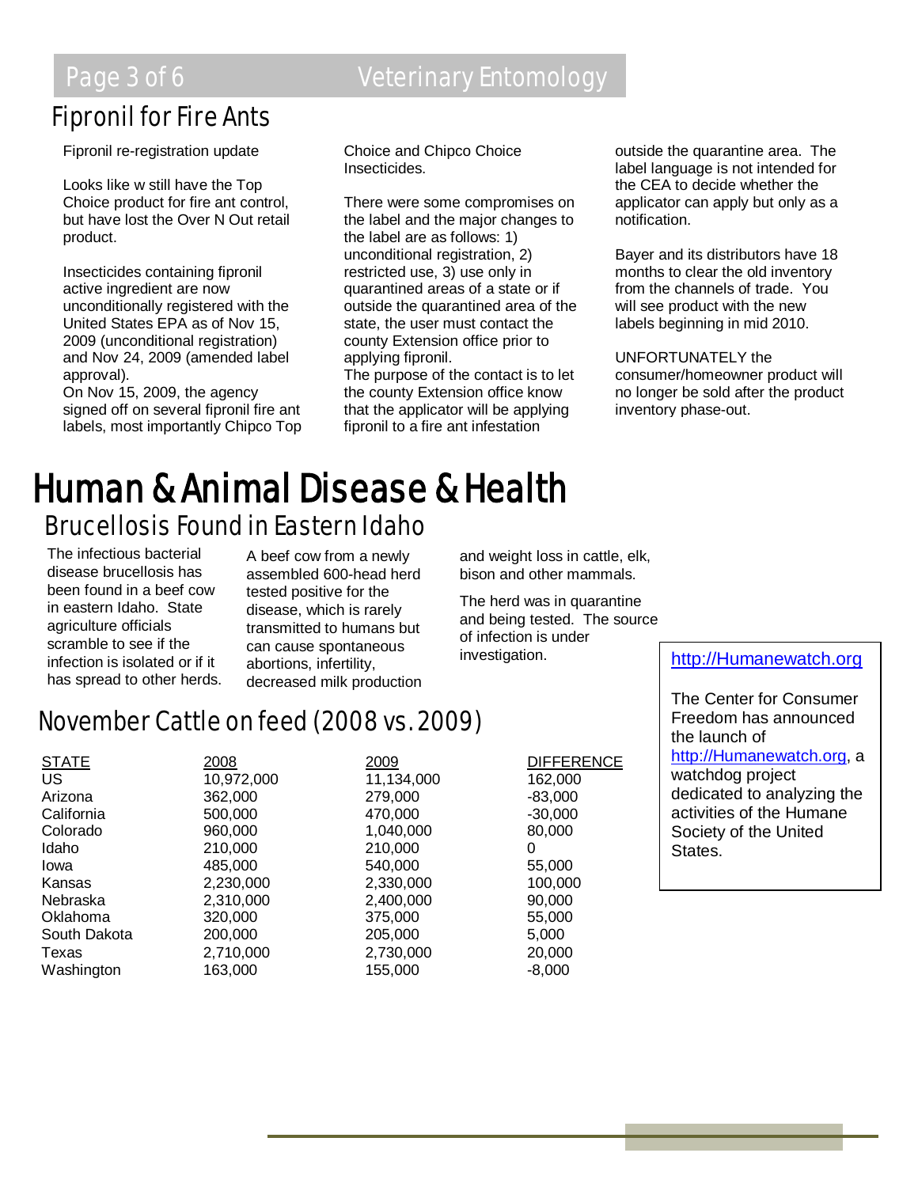## Fipronil for Fire Ants

Fipronil re-registration update

Looks like w still have the Top Choice product for fire ant control, but have lost the Over N Out retail product.

Insecticides containing fipronil active ingredient are now unconditionally registered with the United States EPA as of Nov 15, 2009 (unconditional registration) and Nov 24, 2009 (amended label approval).
On Nov 15, 2009, the agency signed off on several fipronil fire ant labels, most importantly Chipco Top Choice and Chipco Choice Insecticides.

There were some compromises on the label and the major changes to the label are as follows: 1) unconditional registration, 2) restricted use, 3) use only in quarantined areas of a state or if outside the quarantined area of the state, the user must contact the county Extension office prior to applying fipronil.
The purpose of the contact is to let the county Extension office know that the applicator will be applying fipronil to a fire ant infestation outside the quarantine area. The label language is not intended for the CEA to decide whether the applicator can apply but only as a notification.

Bayer and its distributors have 18 months to clear the old inventory from the channels of trade. You will see product with the new labels beginning in mid 2010.

UNFORTUNATELY the consumer/homeowner product will no longer be sold after the product inventory phase-out.

# Human & Animal Disease & Health

## Brucellosis Found in Eastern Idaho

The infectious bacterial disease brucellosis has been found in a beef cow in eastern Idaho. State agriculture officials scramble to see if the infection is isolated or if it has spread to other herds.

A beef cow from a newly assembled 600-head herd tested positive for the disease, which is rarely transmitted to humans but can cause spontaneous abortions, infertility, decreased milk production and weight loss in cattle, elk, bison and other mammals.

The herd was in quarantine and being tested. The source of infection is under investigation.

## November Cattle on feed (2008 vs. 2009)

| STATE | 2008 | 2009 | DIFFERENCE |
|---|---|---|---|
| US | 10,972,000 | 11,134,000 | 162,000 |
| Arizona | 362,000 | 279,000 | -83,000 |
| California | 500,000 | 470,000 | -30,000 |
| Colorado | 960,000 | 1,040,000 | 80,000 |
| Idaho | 210,000 | 210,000 | 0 |
| Iowa | 485,000 | 540,000 | 55,000 |
| Kansas | 2,230,000 | 2,330,000 | 100,000 |
| Nebraska | 2,310,000 | 2,400,000 | 90,000 |
| Oklahoma | 320,000 | 375,000 | 55,000 |
| South Dakota | 200,000 | 205,000 | 5,000 |
| Texas | 2,710,000 | 2,730,000 | 20,000 |
| Washington | 163,000 | 155,000 | -8,000 |

http://Humanewatch.org

The Center for Consumer Freedom has announced the launch of http://Humanewatch.org, a watchdog project dedicated to analyzing the activities of the Humane Society of the United States.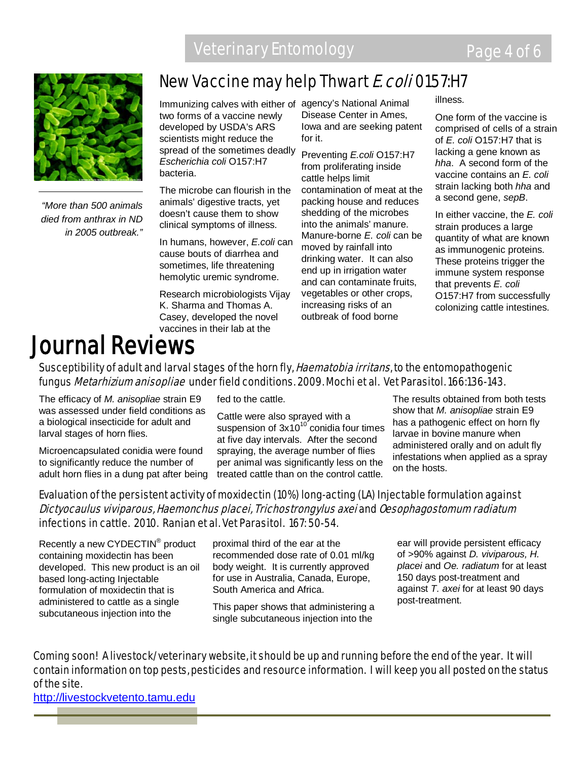## New Vaccine may help Thwart *E. coli* O157:H7

*"More than 500 animals died from anthrax in ND in 2005 outbreak."*

Immunizing calves with either of two forms of a vaccine newly developed by USDA's ARS scientists might reduce the spread of the sometimes deadly *Escherichia coli* O157:H7 bacteria.

The microbe can flourish in the animals' digestive tracts, yet doesn't cause them to show clinical symptoms of illness.

In humans, however, *E.coli* can cause bouts of diarrhea and sometimes, life threatening hemolytic uremic syndrome.

Research microbiologists Vijay K. Sharma and Thomas A. Casey, developed the novel vaccines in their lab at the agency's National Animal Disease Center in Ames, Iowa and are seeking patent for it.

Preventing *E.coli* O157:H7 from proliferating inside cattle helps limit contamination of meat at the packing house and reduces shedding of the microbes into the animals' manure. Manure-borne *E. coli* can be moved by rainfall into drinking water. It can also end up in irrigation water and can contaminate fruits, vegetables or other crops, increasing risks of an outbreak of food borne illness.

One form of the vaccine is comprised of cells of a strain of *E. coli* O157:H7 that is lacking a gene known as *hha*. A second form of the vaccine contains an *E. coli* strain lacking both *hha* and a second gene, *sepB*.

In either vaccine, the *E. coli* strain produces a large quantity of what are known as immunogenic proteins. These proteins trigger the immune system response that prevents *E. coli* O157:H7 from successfully colonizing cattle intestines.

# Journal Reviews

### Susceptibility of adult and larval stages of the horn fly, *Haematobia irritans*, to the entomopathogenic fungus *Metarhizium anisopliae* under field conditions. 2009. Mochi et al. Vet Parasitol. 166:136-143.

The efficacy of *M. anisopliae* strain E9 was assessed under field conditions as a biological insecticide for adult and larval stages of horn flies.

Microencapsulated conidia were found to significantly reduce the number of adult horn flies in a dung pat after being fed to the cattle.

Cattle were also sprayed with a suspension of $3x10^{10}$ conidia four times at five day intervals. After the second spraying, the average number of flies per animal was significantly less on the treated cattle than on the control cattle.

The results obtained from both tests show that *M. anisopliae* strain E9 has a pathogenic effect on horn fly larvae in bovine manure when administered orally and on adult fly infestations when applied as a spray on the hosts.

### Evaluation of the persistent activity of moxidectin (10%) long-acting (LA) Injectable formulation against *Dictyocaulus viviparous*, *Haemonchus placei*, *Trichostrongylus axei* and *Oesophagostomum radiatum* infections in cattle. 2010. Ranjan et al. Vet Parasitol. 167: 50-54.

Recently a new CYDECTIN® product containing moxidectin has been developed. This new product is an oil based long-acting Injectable formulation of moxidectin that is administered to cattle as a single subcutaneous injection into the proximal third of the ear at the recommended dose rate of 0.01 ml/kg body weight. It is currently approved for use in Australia, Canada, Europe, South America and Africa.

This paper shows that administering a single subcutaneous injection into the ear will provide persistent efficacy of >90% against *D. viviparous, H. placei* and *Oe. radiatum* for at least 150 days post-treatment and against *T. axei* for at least 90 days post-treatment.

Coming soon! A livestock/veterinary website, it should be up and running before the end of the year. It will contain information on top pests, pesticides and resource information. I will keep you all posted on the status of the site.

http://livestockvetento.tamu.edu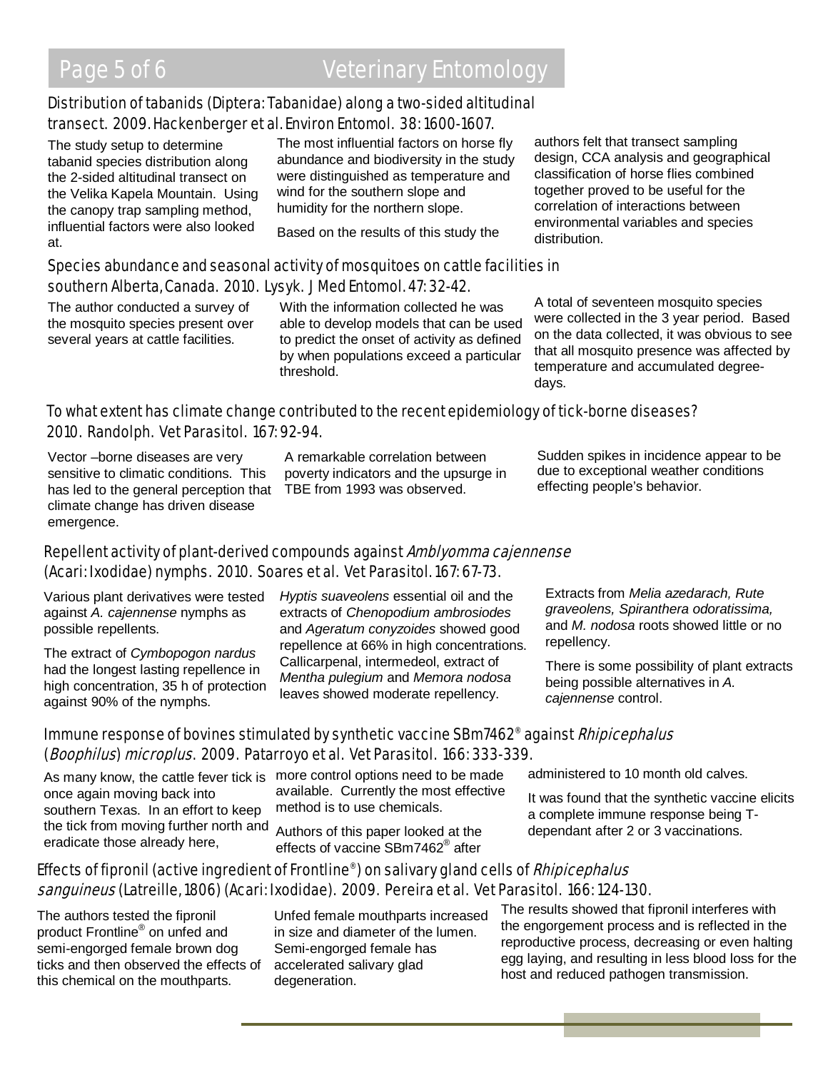## Distribution of tabanids (Diptera: Tabanidae) along a two-sided altitudinal transect. 2009. Hackenberger et al. Environ Entomol. 38: 1600-1607.

The study setup to determine tabanid species distribution along the 2-sided altitudinal transect on the Velika Kapela Mountain. Using the canopy trap sampling method, influential factors were also looked at.

The most influential factors on horse fly abundance and biodiversity in the study were distinguished as temperature and wind for the southern slope and humidity for the northern slope.

Based on the results of this study the authors felt that transect sampling design, CCA analysis and geographical classification of horse flies combined together proved to be useful for the correlation of interactions between environmental variables and species distribution.

## Species abundance and seasonal activity of mosquitoes on cattle facilities in southern Alberta, Canada. 2010. Lysyk. J Med Entomol. 47: 32-42.

The author conducted a survey of the mosquito species present over several years at cattle facilities.

With the information collected he was able to develop models that can be used to predict the onset of activity as defined by when populations exceed a particular threshold.

A total of seventeen mosquito species were collected in the 3 year period. Based on the data collected, it was obvious to see that all mosquito presence was affected by temperature and accumulated degree-days.

## To what extent has climate change contributed to the recent epidemiology of tick-borne diseases? 2010. Randolph. Vet Parasitol. 167: 92-94.

Vector –borne diseases are very sensitive to climatic conditions. This has led to the general perception that climate change has driven disease emergence.

A remarkable correlation between poverty indicators and the upsurge in TBE from 1993 was observed.

Sudden spikes in incidence appear to be due to exceptional weather conditions effecting people's behavior.

## Repellent activity of plant-derived compounds against *Amblyomma cajennense* (Acari: Ixodidae) nymphs. 2010. Soares et al. Vet Parasitol. 167: 67-73.

Various plant derivatives were tested against *A. cajennense* nymphs as possible repellents.

The extract of *Cymbopogon nardus* had the longest lasting repellence in high concentration, 35 h of protection against 90% of the nymphs.

*Hyptis suaveolens* essential oil and the extracts of *Chenopodium ambrosiodes* and *Ageratum conyzoides* showed good repellence at 66% in high concentrations. Callicarpenal, intermedeol, extract of *Mentha pulegium* and *Memora nodosa* leaves showed moderate repellency.

Extracts from *Melia azedarach, Rute graveolens, Spiranthera odoratissima,* and *M. nodosa* roots showed little or no repellency.

There is some possibility of plant extracts being possible alternatives in *A. cajennense* control.

## Immune response of bovines stimulated by synthetic vaccine SBm7462® against *Rhipicephalus* (*Boophilus*) *microplus*. 2009. Patarroyo et al. Vet Parasitol. 166: 333-339.

As many know, the cattle fever tick is once again moving back into southern Texas. In an effort to keep the tick from moving further north and eradicate those already here, more control options need to be made available. Currently the most effective method is to use chemicals.

Authors of this paper looked at the effects of vaccine SBm7462® after administered to 10 month old calves.

It was found that the synthetic vaccine elicits a complete immune response being T-dependant after 2 or 3 vaccinations.

## Effects of fipronil (active ingredient of Frontline®) on salivary gland cells of *Rhipicephalus sanguineus* (Latreille, 1806) (Acari: Ixodidae). 2009. Pereira et al. Vet Parasitol. 166: 124-130.

The authors tested the fipronil product Frontline® on unfed and semi-engorged female brown dog ticks and then observed the effects of this chemical on the mouthparts.

Unfed female mouthparts increased in size and diameter of the lumen. Semi-engorged female has accelerated salivary glad degeneration.

The results showed that fipronil interferes with the engorgement process and is reflected in the reproductive process, decreasing or even halting egg laying, and resulting in less blood loss for the host and reduced pathogen transmission.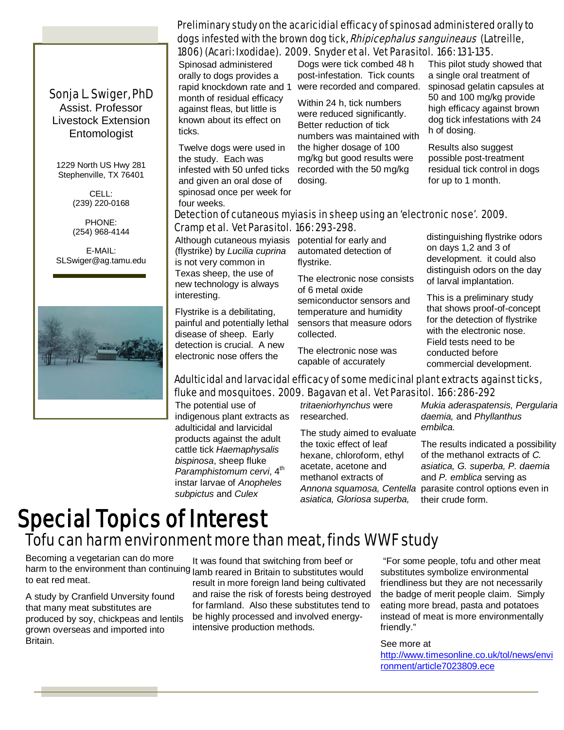Sonja L. Swiger, PhD
Assist. Professor
Livestock Extension
Entomologist

1229 North US Hwy 281
Stephenville, TX 76401

CELL:
(239) 220-0168

PHONE:
(254) 968-4144

E-MAIL:
SLSwiger@ag.tamu.edu

### Preliminary study on the acaricidial efficacy of spinosad administered orally to dogs infested with the brown dog tick, *Rhipicephalus sanguineaus* (Latreille, 1806) (Acari: Ixodidae). 2009. Snyder et al. Vet Parasitol. 166: 131-135.

Spinosad administered orally to dogs provides a rapid knockdown rate and 1 month of residual efficacy against fleas, but little is known about its effect on ticks.

Twelve dogs were used in the study. Each was infested with 50 unfed ticks and given an oral dose of spinosad once per week for four weeks.

Dogs were tick combed 48 h post-infestation. Tick counts were recorded and compared.

Within 24 h, tick numbers were reduced significantly. Better reduction of tick numbers was maintained with the higher dosage of 100 mg/kg but good results were recorded with the 50 mg/kg dosing.

This pilot study showed that a single oral treatment of spinosad gelatin capsules at 50 and 100 mg/kg provide high efficacy against brown dog tick infestations with 24 h of dosing.

Results also suggest possible post-treatment residual tick control in dogs for up to 1 month.

### Detection of cutaneous myiasis in sheep using an 'electronic nose'. 2009. Cramp et al. Vet Parasitol. 166: 293-298.

Although cutaneous myiasis (flystrike) by *Lucilia cuprina* is not very common in Texas sheep, the use of new technology is always interesting.

Flystrike is a debilitating, painful and potentially lethal disease of sheep. Early detection is crucial. A new electronic nose offers the potential for early and automated detection of flystrike.

The electronic nose consists of 6 metal oxide semiconductor sensors and temperature and humidity sensors that measure odors collected.

The electronic nose was capable of accurately distinguishing flystrike odors on days 1,2 and 3 of development. it could also distinguish odors on the day of larval implantation.

This is a preliminary study that shows proof-of-concept for the detection of flystrike with the electronic nose. Field tests need to be conducted before commercial development.

### Adulticidal and larvacidal efficacy of some medicinal plant extracts against ticks, fluke and mosquitoes. 2009. Bagavan et al. Vet Parasitol. 166: 286-292

The potential use of indigenous plant extracts as adulticidal and larvicidal products against the adult cattle tick *Haemaphysalis bispinosa*, sheep fluke *Paramphistomum cervi*, 4th instar larvae of *Anopheles subpictus* and *Culex tritaeniorhynchus* were researched.

The study aimed to evaluate the toxic effect of leaf hexane, chloroform, ethyl acetate, acetone and methanol extracts of *Annona squamosa, Centella asiatica, Gloriosa superba, Mukia aderaspatensis, Pergularia daemia,* and *Phyllanthus embilca.*

The results indicated a possibility of the methanol extracts of *C. asiatica, G. superba, P. daemia* and *P. emblica* serving as parasite control options even in their crude form.

# Special Topics of Interest

## Tofu can harm environment more than meat, finds WWF study

Becoming a vegetarian can do more harm to the environment than continuing to eat red meat.

A study by Cranfield Unversity found that many meat substitutes are produced by soy, chickpeas and lentils grown overseas and imported into Britain.

It was found that switching from beef or lamb reared in Britain to substitutes would result in more foreign land being cultivated and raise the risk of forests being destroyed for farmland. Also these substitutes tend to be highly processed and involved energy-intensive production methods.

"For some people, tofu and other meat substitutes symbolize environmental friendliness but they are not necessarily the badge of merit people claim. Simply eating more bread, pasta and potatoes instead of meat is more environmentally friendly."

See more at
http://www.timesonline.co.uk/tol/news/environment/article7023809.ece